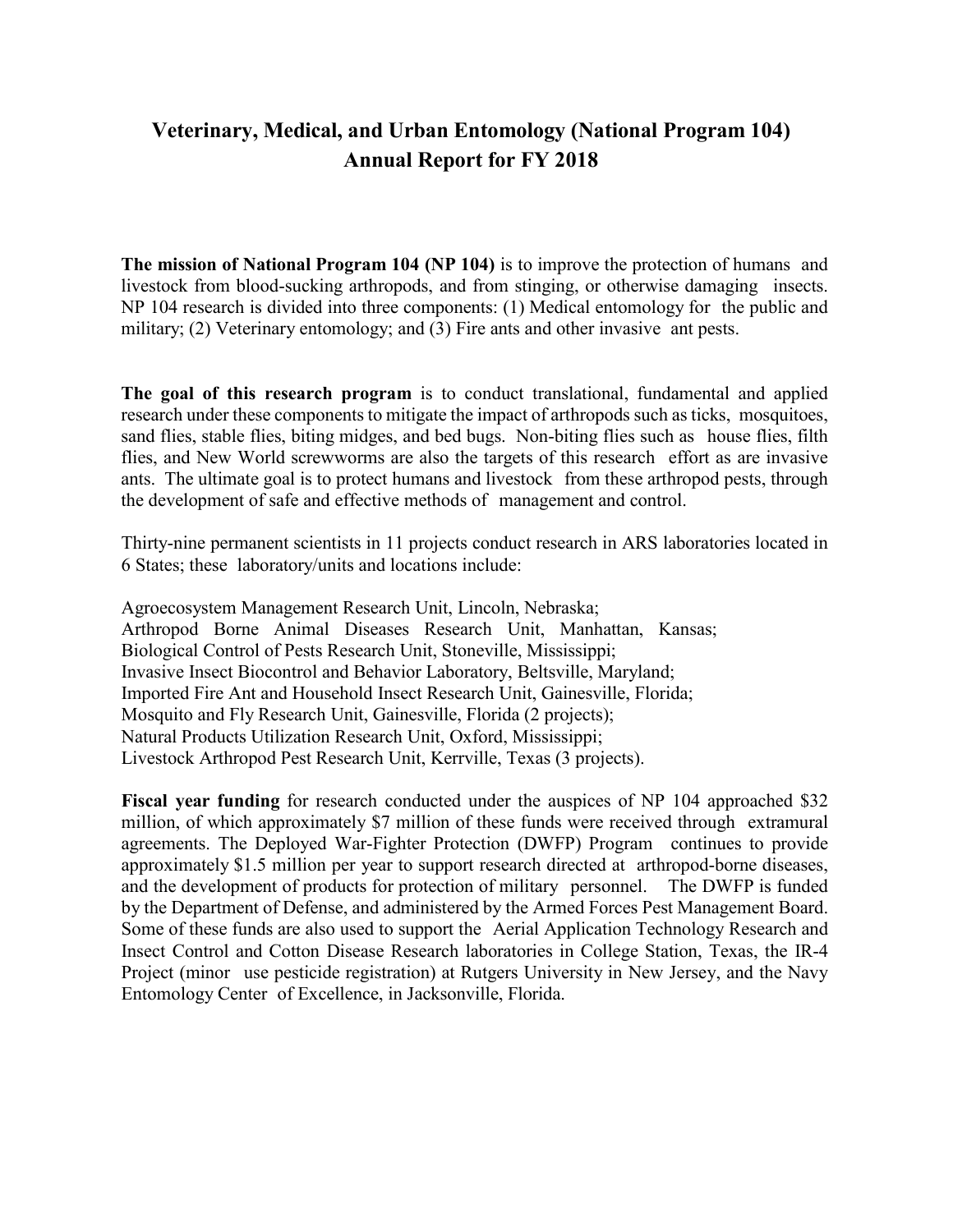# Veterinary, Medical, and Urban Entomology (National Program 104) Annual Report for FY 2018

**The mission of National Program 104 (NP 104)** is to improve the protection of humans and livestock from blood-sucking arthropods, and from stinging, or otherwise damaging insects. NP 104 research is divided into three components: (1) Medical entomology for the public and military; (2) Veterinary entomology; and (3) Fire ants and other invasive ant pests.

**The goal of this research program** is to conduct translational, fundamental and applied research under these components to mitigate the impact of arthropods such as ticks, mosquitoes, sand flies, stable flies, biting midges, and bed bugs. Non-biting flies such as house flies, filth flies, and New World screwworms are also the targets of this research effort as are invasive ants. The ultimate goal is to protect humans and livestock from these arthropod pests, through the development of safe and effective methods of management and control.

Thirty-nine permanent scientists in 11 projects conduct research in ARS laboratories located in 6 States; these laboratory/units and locations include:

Agroecosystem Management Research Unit, Lincoln, Nebraska;
Arthropod Borne Animal Diseases Research Unit, Manhattan, Kansas;
Biological Control of Pests Research Unit, Stoneville, Mississippi;
Invasive Insect Biocontrol and Behavior Laboratory, Beltsville, Maryland;
Imported Fire Ant and Household Insect Research Unit, Gainesville, Florida;
Mosquito and Fly Research Unit, Gainesville, Florida (2 projects);
Natural Products Utilization Research Unit, Oxford, Mississippi;
Livestock Arthropod Pest Research Unit, Kerrville, Texas (3 projects).

**Fiscal year funding** for research conducted under the auspices of NP 104 approached $32 million, of which approximately $7 million of these funds were received through extramural agreements. The Deployed War-Fighter Protection (DWFP) Program continues to provide approximately $1.5 million per year to support research directed at arthropod-borne diseases, and the development of products for protection of military personnel. The DWFP is funded by the Department of Defense, and administered by the Armed Forces Pest Management Board. Some of these funds are also used to support the Aerial Application Technology Research and Insect Control and Cotton Disease Research laboratories in College Station, Texas, the IR-4 Project (minor use pesticide registration) at Rutgers University in New Jersey, and the Navy Entomology Center of Excellence, in Jacksonville, Florida.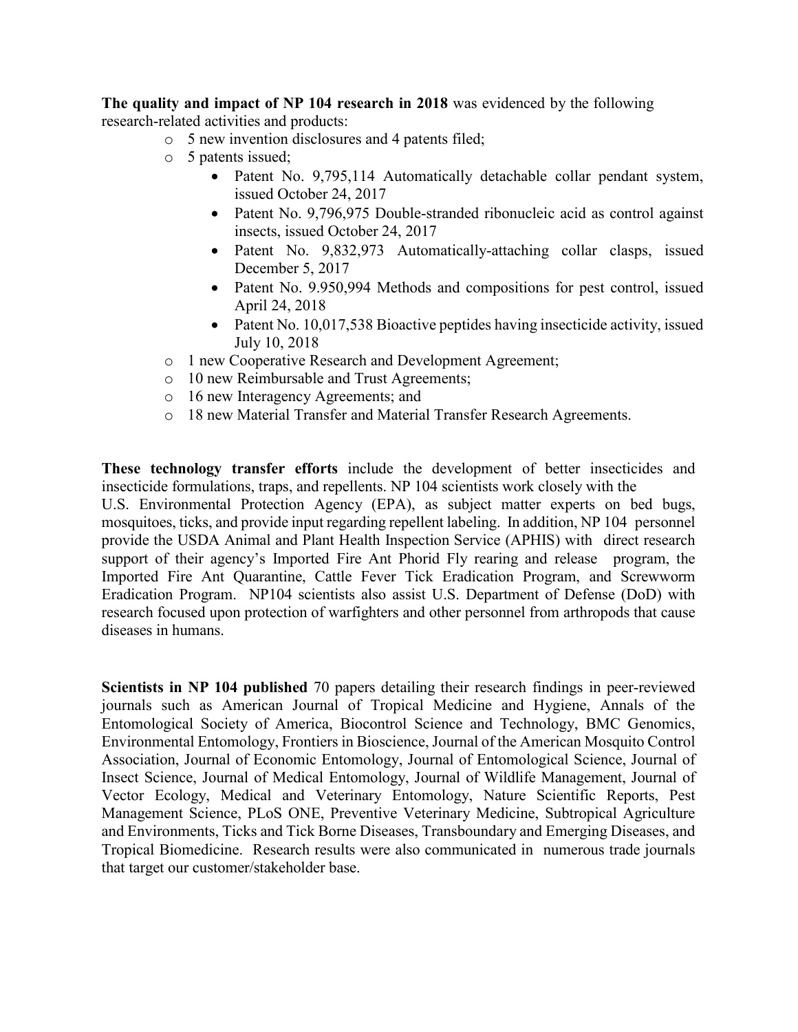**The quality and impact of NP 104 research in 2018** was evidenced by the following research-related activities and products:

- 5 new invention disclosures and 4 patents filed;
- 5 patents issued;
    - Patent No. 9,795,114 Automatically detachable collar pendant system, issued October 24, 2017
    - Patent No. 9,796,975 Double-stranded ribonucleic acid as control against insects, issued October 24, 2017
    - Patent No. 9,832,973 Automatically-attaching collar clasps, issued December 5, 2017
    - Patent No. 9.950,994 Methods and compositions for pest control, issued April 24, 2018
    - Patent No. 10,017,538 Bioactive peptides having insecticide activity, issued July 10, 2018
- 1 new Cooperative Research and Development Agreement;
- 10 new Reimbursable and Trust Agreements;
- 16 new Interagency Agreements; and
- 18 new Material Transfer and Material Transfer Research Agreements.

**These technology transfer efforts** include the development of better insecticides and insecticide formulations, traps, and repellents. NP 104 scientists work closely with the U.S. Environmental Protection Agency (EPA), as subject matter experts on bed bugs, mosquitoes, ticks, and provide input regarding repellent labeling. In addition, NP 104 personnel provide the USDA Animal and Plant Health Inspection Service (APHIS) with direct research support of their agency's Imported Fire Ant Phorid Fly rearing and release program, the Imported Fire Ant Quarantine, Cattle Fever Tick Eradication Program, and Screwworm Eradication Program. NP104 scientists also assist U.S. Department of Defense (DoD) with research focused upon protection of warfighters and other personnel from arthropods that cause diseases in humans.

**Scientists in NP 104 published** 70 papers detailing their research findings in peer-reviewed journals such as American Journal of Tropical Medicine and Hygiene, Annals of the Entomological Society of America, Biocontrol Science and Technology, BMC Genomics, Environmental Entomology, Frontiers in Bioscience, Journal of the American Mosquito Control Association, Journal of Economic Entomology, Journal of Entomological Science, Journal of Insect Science, Journal of Medical Entomology, Journal of Wildlife Management, Journal of Vector Ecology, Medical and Veterinary Entomology, Nature Scientific Reports, Pest Management Science, PLoS ONE, Preventive Veterinary Medicine, Subtropical Agriculture and Environments, Ticks and Tick Borne Diseases, Transboundary and Emerging Diseases, and Tropical Biomedicine. Research results were also communicated in numerous trade journals that target our customer/stakeholder base.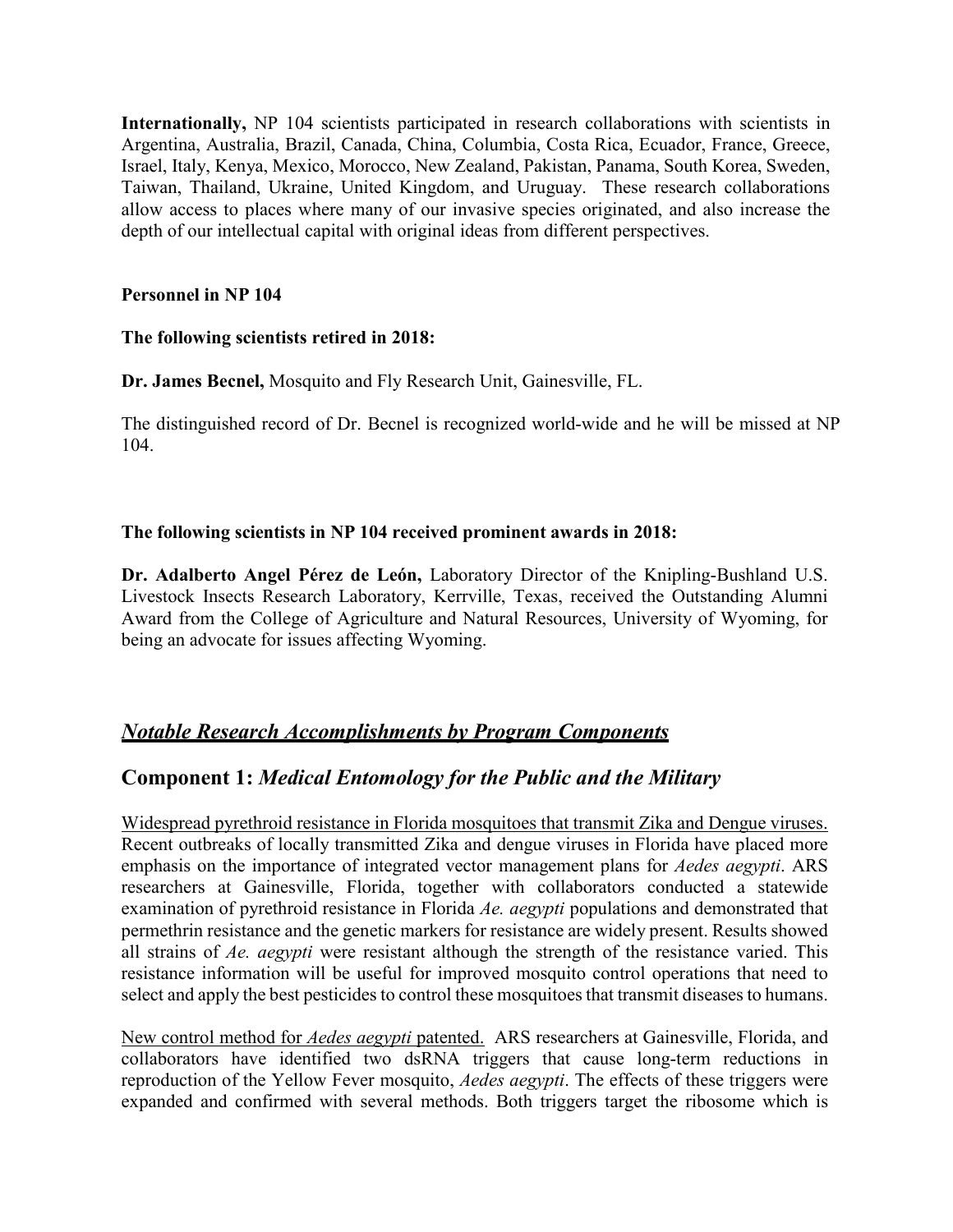**Internationally,** NP 104 scientists participated in research collaborations with scientists in Argentina, Australia, Brazil, Canada, China, Columbia, Costa Rica, Ecuador, France, Greece, Israel, Italy, Kenya, Mexico, Morocco, New Zealand, Pakistan, Panama, South Korea, Sweden, Taiwan, Thailand, Ukraine, United Kingdom, and Uruguay. These research collaborations allow access to places where many of our invasive species originated, and also increase the depth of our intellectual capital with original ideas from different perspectives.

**Personnel in NP 104**

**The following scientists retired in 2018:**

**Dr. James Becnel,** Mosquito and Fly Research Unit, Gainesville, FL.

The distinguished record of Dr. Becnel is recognized world-wide and he will be missed at NP 104.

**The following scientists in NP 104 received prominent awards in 2018:**

**Dr. Adalberto Angel Pérez de León,** Laboratory Director of the Knipling-Bushland U.S. Livestock Insects Research Laboratory, Kerrville, Texas, received the Outstanding Alumni Award from the College of Agriculture and Natural Resources, University of Wyoming, for being an advocate for issues affecting Wyoming.

## ***<u>Notable Research Accomplishments by Program Components</u>***

## Component 1: *Medical Entomology for the Public and the Military*

<u>Widespread pyrethroid resistance in Florida mosquitoes that transmit Zika and Dengue viruses.</u> Recent outbreaks of locally transmitted Zika and dengue viruses in Florida have placed more emphasis on the importance of integrated vector management plans for *Aedes aegypti*. ARS researchers at Gainesville, Florida, together with collaborators conducted a statewide examination of pyrethroid resistance in Florida *Ae. aegypti* populations and demonstrated that permethrin resistance and the genetic markers for resistance are widely present. Results showed all strains of *Ae. aegypti* were resistant although the strength of the resistance varied. This resistance information will be useful for improved mosquito control operations that need to select and apply the best pesticides to control these mosquitoes that transmit diseases to humans.

<u>New control method for *Aedes aegypti* patented.</u> ARS researchers at Gainesville, Florida, and collaborators have identified two dsRNA triggers that cause long-term reductions in reproduction of the Yellow Fever mosquito, *Aedes aegypti*. The effects of these triggers were expanded and confirmed with several methods. Both triggers target the ribosome which is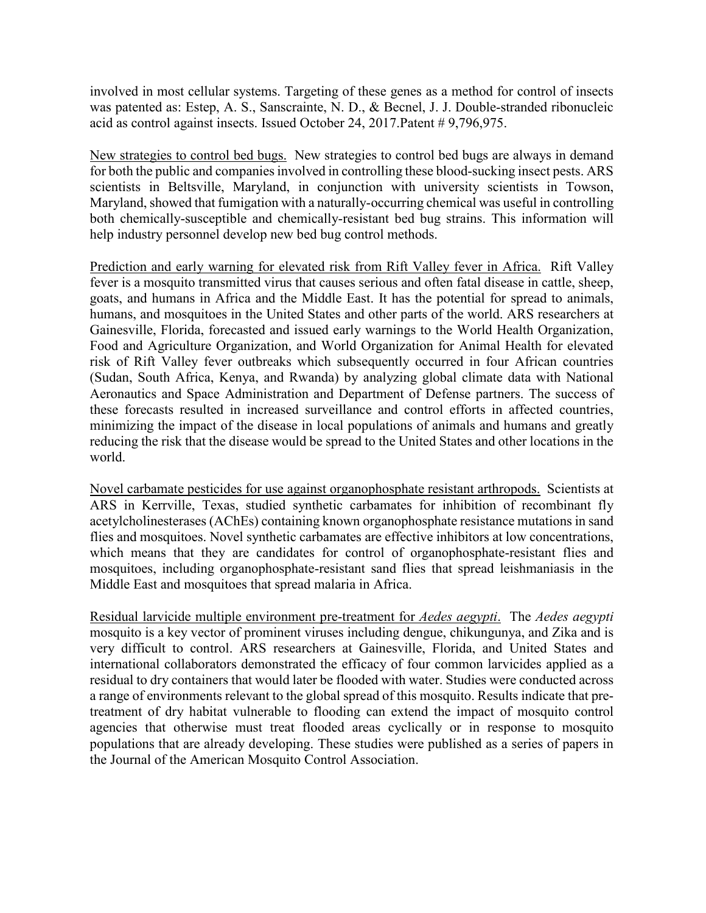involved in most cellular systems. Targeting of these genes as a method for control of insects was patented as: Estep, A. S., Sanscrainte, N. D., & Becnel, J. J. Double-stranded ribonucleic acid as control against insects. Issued October 24, 2017.Patent # 9,796,975.

<u>New strategies to control bed bugs.</u> New strategies to control bed bugs are always in demand for both the public and companies involved in controlling these blood-sucking insect pests. ARS scientists in Beltsville, Maryland, in conjunction with university scientists in Towson, Maryland, showed that fumigation with a naturally-occurring chemical was useful in controlling both chemically-susceptible and chemically-resistant bed bug strains. This information will help industry personnel develop new bed bug control methods.

<u>Prediction and early warning for elevated risk from Rift Valley fever in Africa.</u> Rift Valley fever is a mosquito transmitted virus that causes serious and often fatal disease in cattle, sheep, goats, and humans in Africa and the Middle East. It has the potential for spread to animals, humans, and mosquitoes in the United States and other parts of the world. ARS researchers at Gainesville, Florida, forecasted and issued early warnings to the World Health Organization, Food and Agriculture Organization, and World Organization for Animal Health for elevated risk of Rift Valley fever outbreaks which subsequently occurred in four African countries (Sudan, South Africa, Kenya, and Rwanda) by analyzing global climate data with National Aeronautics and Space Administration and Department of Defense partners. The success of these forecasts resulted in increased surveillance and control efforts in affected countries, minimizing the impact of the disease in local populations of animals and humans and greatly reducing the risk that the disease would be spread to the United States and other locations in the world.

<u>Novel carbamate pesticides for use against organophosphate resistant arthropods.</u> Scientists at ARS in Kerrville, Texas, studied synthetic carbamates for inhibition of recombinant fly acetylcholinesterases (AChEs) containing known organophosphate resistance mutations in sand flies and mosquitoes. Novel synthetic carbamates are effective inhibitors at low concentrations, which means that they are candidates for control of organophosphate-resistant flies and mosquitoes, including organophosphate-resistant sand flies that spread leishmaniasis in the Middle East and mosquitoes that spread malaria in Africa.

<u>Residual larvicide multiple environment pre-treatment for *Aedes aegypti*.</u> The *Aedes aegypti* mosquito is a key vector of prominent viruses including dengue, chikungunya, and Zika and is very difficult to control. ARS researchers at Gainesville, Florida, and United States and international collaborators demonstrated the efficacy of four common larvicides applied as a residual to dry containers that would later be flooded with water. Studies were conducted across a range of environments relevant to the global spread of this mosquito. Results indicate that pre-treatment of dry habitat vulnerable to flooding can extend the impact of mosquito control agencies that otherwise must treat flooded areas cyclically or in response to mosquito populations that are already developing. These studies were published as a series of papers in the Journal of the American Mosquito Control Association.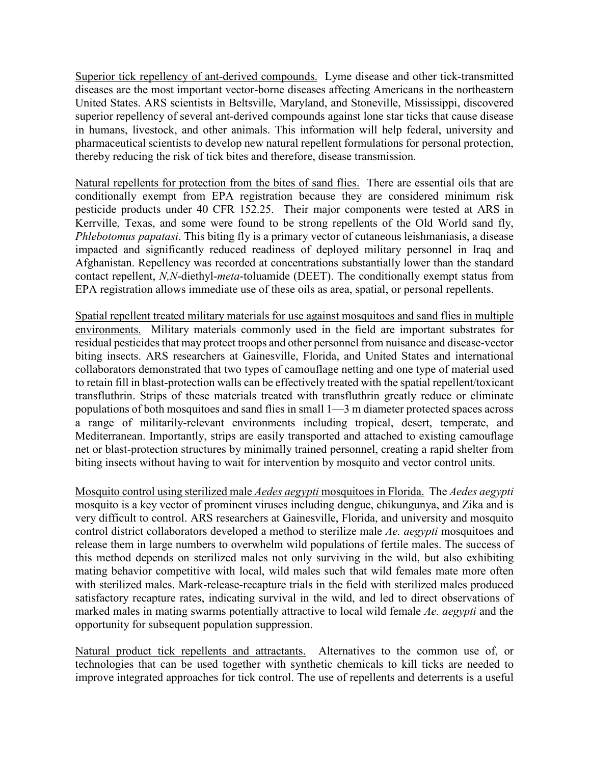Superior tick repellency of ant-derived compounds. Lyme disease and other tick-transmitted diseases are the most important vector-borne diseases affecting Americans in the northeastern United States. ARS scientists in Beltsville, Maryland, and Stoneville, Mississippi, discovered superior repellency of several ant-derived compounds against lone star ticks that cause disease in humans, livestock, and other animals. This information will help federal, university and pharmaceutical scientists to develop new natural repellent formulations for personal protection, thereby reducing the risk of tick bites and therefore, disease transmission.

Natural repellents for protection from the bites of sand flies. There are essential oils that are conditionally exempt from EPA registration because they are considered minimum risk pesticide products under 40 CFR 152.25. Their major components were tested at ARS in Kerrville, Texas, and some were found to be strong repellents of the Old World sand fly, *Phlebotomus papatasi*. This biting fly is a primary vector of cutaneous leishmaniasis, a disease impacted and significantly reduced readiness of deployed military personnel in Iraq and Afghanistan. Repellency was recorded at concentrations substantially lower than the standard contact repellent, *N,N*-diethyl-*meta*-toluamide (DEET). The conditionally exempt status from EPA registration allows immediate use of these oils as area, spatial, or personal repellents.

Spatial repellent treated military materials for use against mosquitoes and sand flies in multiple environments. Military materials commonly used in the field are important substrates for residual pesticides that may protect troops and other personnel from nuisance and disease-vector biting insects. ARS researchers at Gainesville, Florida, and United States and international collaborators demonstrated that two types of camouflage netting and one type of material used to retain fill in blast-protection walls can be effectively treated with the spatial repellent/toxicant transfluthrin. Strips of these materials treated with transfluthrin greatly reduce or eliminate populations of both mosquitoes and sand flies in small 1—3 m diameter protected spaces across a range of militarily-relevant environments including tropical, desert, temperate, and Mediterranean. Importantly, strips are easily transported and attached to existing camouflage net or blast-protection structures by minimally trained personnel, creating a rapid shelter from biting insects without having to wait for intervention by mosquito and vector control units.

Mosquito control using sterilized male *Aedes aegypti* mosquitoes in Florida. The *Aedes aegypti* mosquito is a key vector of prominent viruses including dengue, chikungunya, and Zika and is very difficult to control. ARS researchers at Gainesville, Florida, and university and mosquito control district collaborators developed a method to sterilize male *Ae. aegypti* mosquitoes and release them in large numbers to overwhelm wild populations of fertile males. The success of this method depends on sterilized males not only surviving in the wild, but also exhibiting mating behavior competitive with local, wild males such that wild females mate more often with sterilized males. Mark-release-recapture trials in the field with sterilized males produced satisfactory recapture rates, indicating survival in the wild, and led to direct observations of marked males in mating swarms potentially attractive to local wild female *Ae. aegypti* and the opportunity for subsequent population suppression.

Natural product tick repellents and attractants. Alternatives to the common use of, or technologies that can be used together with synthetic chemicals to kill ticks are needed to improve integrated approaches for tick control. The use of repellents and deterrents is a useful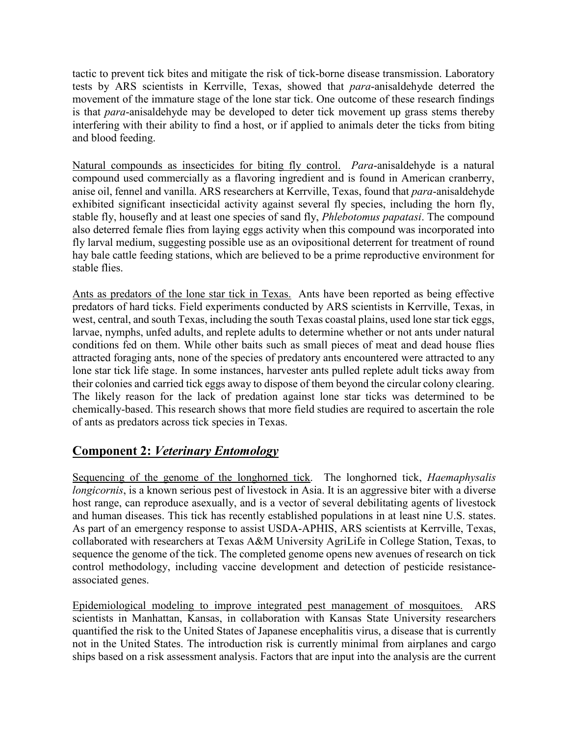tactic to prevent tick bites and mitigate the risk of tick-borne disease transmission. Laboratory tests by ARS scientists in Kerrville, Texas, showed that *para*-anisaldehyde deterred the movement of the immature stage of the lone star tick. One outcome of these research findings is that *para*-anisaldehyde may be developed to deter tick movement up grass stems thereby interfering with their ability to find a host, or if applied to animals deter the ticks from biting and blood feeding.

<u>Natural compounds as insecticides for biting fly control.</u> *Para*-anisaldehyde is a natural compound used commercially as a flavoring ingredient and is found in American cranberry, anise oil, fennel and vanilla. ARS researchers at Kerrville, Texas, found that *para*-anisaldehyde exhibited significant insecticidal activity against several fly species, including the horn fly, stable fly, housefly and at least one species of sand fly, *Phlebotomus papatasi*. The compound also deterred female flies from laying eggs activity when this compound was incorporated into fly larval medium, suggesting possible use as an ovipositional deterrent for treatment of round hay bale cattle feeding stations, which are believed to be a prime reproductive environment for stable flies.

<u>Ants as predators of the lone star tick in Texas.</u> Ants have been reported as being effective predators of hard ticks. Field experiments conducted by ARS scientists in Kerrville, Texas, in west, central, and south Texas, including the south Texas coastal plains, used lone star tick eggs, larvae, nymphs, unfed adults, and replete adults to determine whether or not ants under natural conditions fed on them. While other baits such as small pieces of meat and dead house flies attracted foraging ants, none of the species of predatory ants encountered were attracted to any lone star tick life stage. In some instances, harvester ants pulled replete adult ticks away from their colonies and carried tick eggs away to dispose of them beyond the circular colony clearing. The likely reason for the lack of predation against lone star ticks was determined to be chemically-based. This research shows that more field studies are required to ascertain the role of ants as predators across tick species in Texas.

## <u>Component 2: *Veterinary Entomology*</u>

<u>Sequencing of the genome of the longhorned tick</u>. The longhorned tick, *Haemaphysalis longicornis*, is a known serious pest of livestock in Asia. It is an aggressive biter with a diverse host range, can reproduce asexually, and is a vector of several debilitating agents of livestock and human diseases. This tick has recently established populations in at least nine U.S. states. As part of an emergency response to assist USDA-APHIS, ARS scientists at Kerrville, Texas, collaborated with researchers at Texas A&M University AgriLife in College Station, Texas, to sequence the genome of the tick. The completed genome opens new avenues of research on tick control methodology, including vaccine development and detection of pesticide resistance-associated genes.

<u>Epidemiological modeling to improve integrated pest management of mosquitoes.</u> ARS scientists in Manhattan, Kansas, in collaboration with Kansas State University researchers quantified the risk to the United States of Japanese encephalitis virus, a disease that is currently not in the United States. The introduction risk is currently minimal from airplanes and cargo ships based on a risk assessment analysis. Factors that are input into the analysis are the current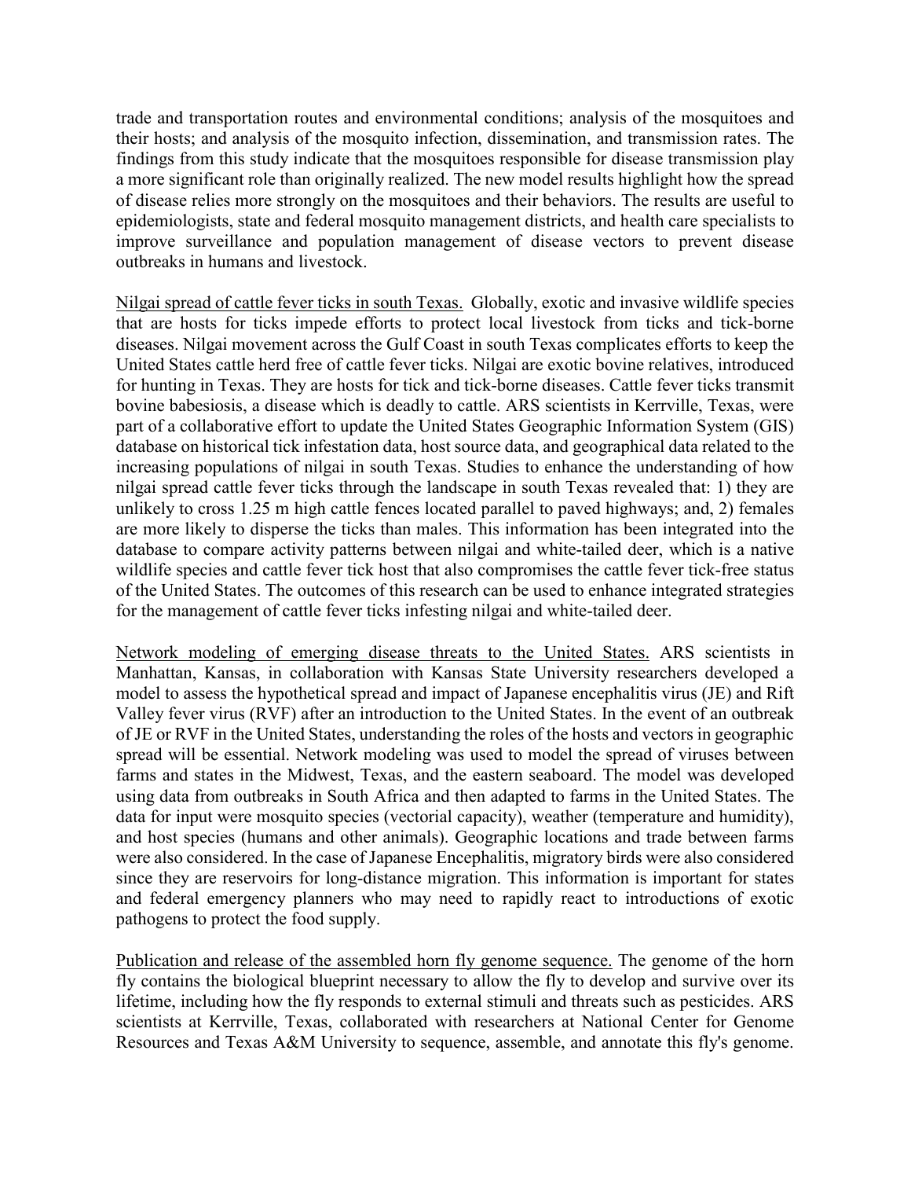trade and transportation routes and environmental conditions; analysis of the mosquitoes and their hosts; and analysis of the mosquito infection, dissemination, and transmission rates. The findings from this study indicate that the mosquitoes responsible for disease transmission play a more significant role than originally realized. The new model results highlight how the spread of disease relies more strongly on the mosquitoes and their behaviors. The results are useful to epidemiologists, state and federal mosquito management districts, and health care specialists to improve surveillance and population management of disease vectors to prevent disease outbreaks in humans and livestock.

<u>Nilgai spread of cattle fever ticks in south Texas.</u> Globally, exotic and invasive wildlife species that are hosts for ticks impede efforts to protect local livestock from ticks and tick-borne diseases. Nilgai movement across the Gulf Coast in south Texas complicates efforts to keep the United States cattle herd free of cattle fever ticks. Nilgai are exotic bovine relatives, introduced for hunting in Texas. They are hosts for tick and tick-borne diseases. Cattle fever ticks transmit bovine babesiosis, a disease which is deadly to cattle. ARS scientists in Kerrville, Texas, were part of a collaborative effort to update the United States Geographic Information System (GIS) database on historical tick infestation data, host source data, and geographical data related to the increasing populations of nilgai in south Texas. Studies to enhance the understanding of how nilgai spread cattle fever ticks through the landscape in south Texas revealed that: 1) they are unlikely to cross 1.25 m high cattle fences located parallel to paved highways; and, 2) females are more likely to disperse the ticks than males. This information has been integrated into the database to compare activity patterns between nilgai and white-tailed deer, which is a native wildlife species and cattle fever tick host that also compromises the cattle fever tick-free status of the United States. The outcomes of this research can be used to enhance integrated strategies for the management of cattle fever ticks infesting nilgai and white-tailed deer.

<u>Network modeling of emerging disease threats to the United States.</u> ARS scientists in Manhattan, Kansas, in collaboration with Kansas State University researchers developed a model to assess the hypothetical spread and impact of Japanese encephalitis virus (JE) and Rift Valley fever virus (RVF) after an introduction to the United States. In the event of an outbreak of JE or RVF in the United States, understanding the roles of the hosts and vectors in geographic spread will be essential. Network modeling was used to model the spread of viruses between farms and states in the Midwest, Texas, and the eastern seaboard. The model was developed using data from outbreaks in South Africa and then adapted to farms in the United States. The data for input were mosquito species (vectorial capacity), weather (temperature and humidity), and host species (humans and other animals). Geographic locations and trade between farms were also considered. In the case of Japanese Encephalitis, migratory birds were also considered since they are reservoirs for long-distance migration. This information is important for states and federal emergency planners who may need to rapidly react to introductions of exotic pathogens to protect the food supply.

<u>Publication and release of the assembled horn fly genome sequence.</u> The genome of the horn fly contains the biological blueprint necessary to allow the fly to develop and survive over its lifetime, including how the fly responds to external stimuli and threats such as pesticides. ARS scientists at Kerrville, Texas, collaborated with researchers at National Center for Genome Resources and Texas A&M University to sequence, assemble, and annotate this fly's genome.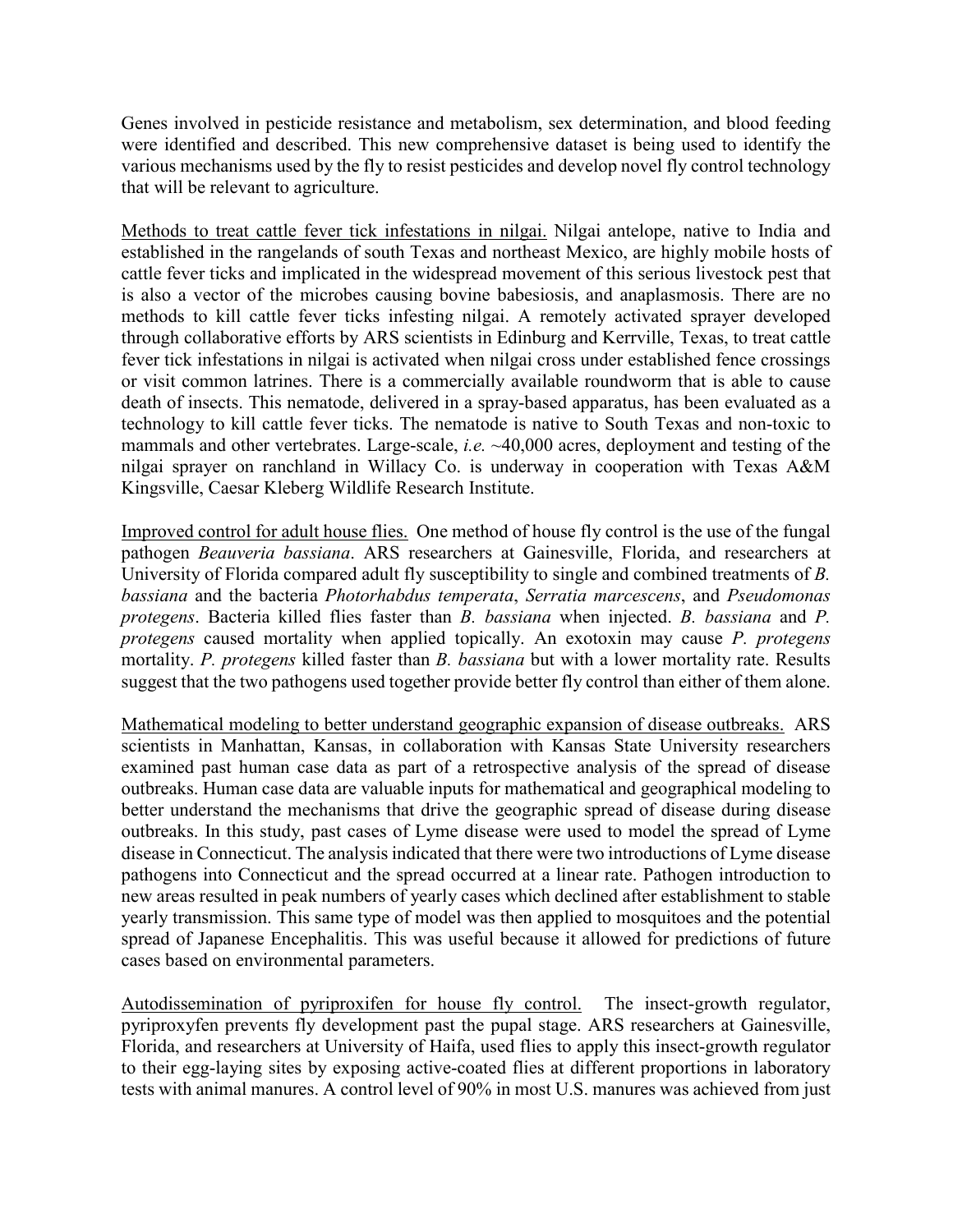Genes involved in pesticide resistance and metabolism, sex determination, and blood feeding were identified and described. This new comprehensive dataset is being used to identify the various mechanisms used by the fly to resist pesticides and develop novel fly control technology that will be relevant to agriculture.

<u>Methods to treat cattle fever tick infestations in nilgai.</u> Nilgai antelope, native to India and established in the rangelands of south Texas and northeast Mexico, are highly mobile hosts of cattle fever ticks and implicated in the widespread movement of this serious livestock pest that is also a vector of the microbes causing bovine babesiosis, and anaplasmosis. There are no methods to kill cattle fever ticks infesting nilgai. A remotely activated sprayer developed through collaborative efforts by ARS scientists in Edinburg and Kerrville, Texas, to treat cattle fever tick infestations in nilgai is activated when nilgai cross under established fence crossings or visit common latrines. There is a commercially available roundworm that is able to cause death of insects. This nematode, delivered in a spray-based apparatus, has been evaluated as a technology to kill cattle fever ticks. The nematode is native to South Texas and non-toxic to mammals and other vertebrates. Large-scale, *i.e.* ~40,000 acres, deployment and testing of the nilgai sprayer on ranchland in Willacy Co. is underway in cooperation with Texas A&M Kingsville, Caesar Kleberg Wildlife Research Institute.

<u>Improved control for adult house flies.</u> One method of house fly control is the use of the fungal pathogen *Beauveria bassiana*. ARS researchers at Gainesville, Florida, and researchers at University of Florida compared adult fly susceptibility to single and combined treatments of *B. bassiana* and the bacteria *Photorhabdus temperata*, *Serratia marcescens*, and *Pseudomonas protegens*. Bacteria killed flies faster than *B. bassiana* when injected. *B. bassiana* and *P. protegens* caused mortality when applied topically. An exotoxin may cause *P. protegens* mortality. *P. protegens* killed faster than *B. bassiana* but with a lower mortality rate. Results suggest that the two pathogens used together provide better fly control than either of them alone.

<u>Mathematical modeling to better understand geographic expansion of disease outbreaks.</u> ARS scientists in Manhattan, Kansas, in collaboration with Kansas State University researchers examined past human case data as part of a retrospective analysis of the spread of disease outbreaks. Human case data are valuable inputs for mathematical and geographical modeling to better understand the mechanisms that drive the geographic spread of disease during disease outbreaks. In this study, past cases of Lyme disease were used to model the spread of Lyme disease in Connecticut. The analysis indicated that there were two introductions of Lyme disease pathogens into Connecticut and the spread occurred at a linear rate. Pathogen introduction to new areas resulted in peak numbers of yearly cases which declined after establishment to stable yearly transmission. This same type of model was then applied to mosquitoes and the potential spread of Japanese Encephalitis. This was useful because it allowed for predictions of future cases based on environmental parameters.

<u>Autodissemination of pyriproxifen for house fly control.</u> The insect-growth regulator, pyriproxyfen prevents fly development past the pupal stage. ARS researchers at Gainesville, Florida, and researchers at University of Haifa, used flies to apply this insect-growth regulator to their egg-laying sites by exposing active-coated flies at different proportions in laboratory tests with animal manures. A control level of 90% in most U.S. manures was achieved from just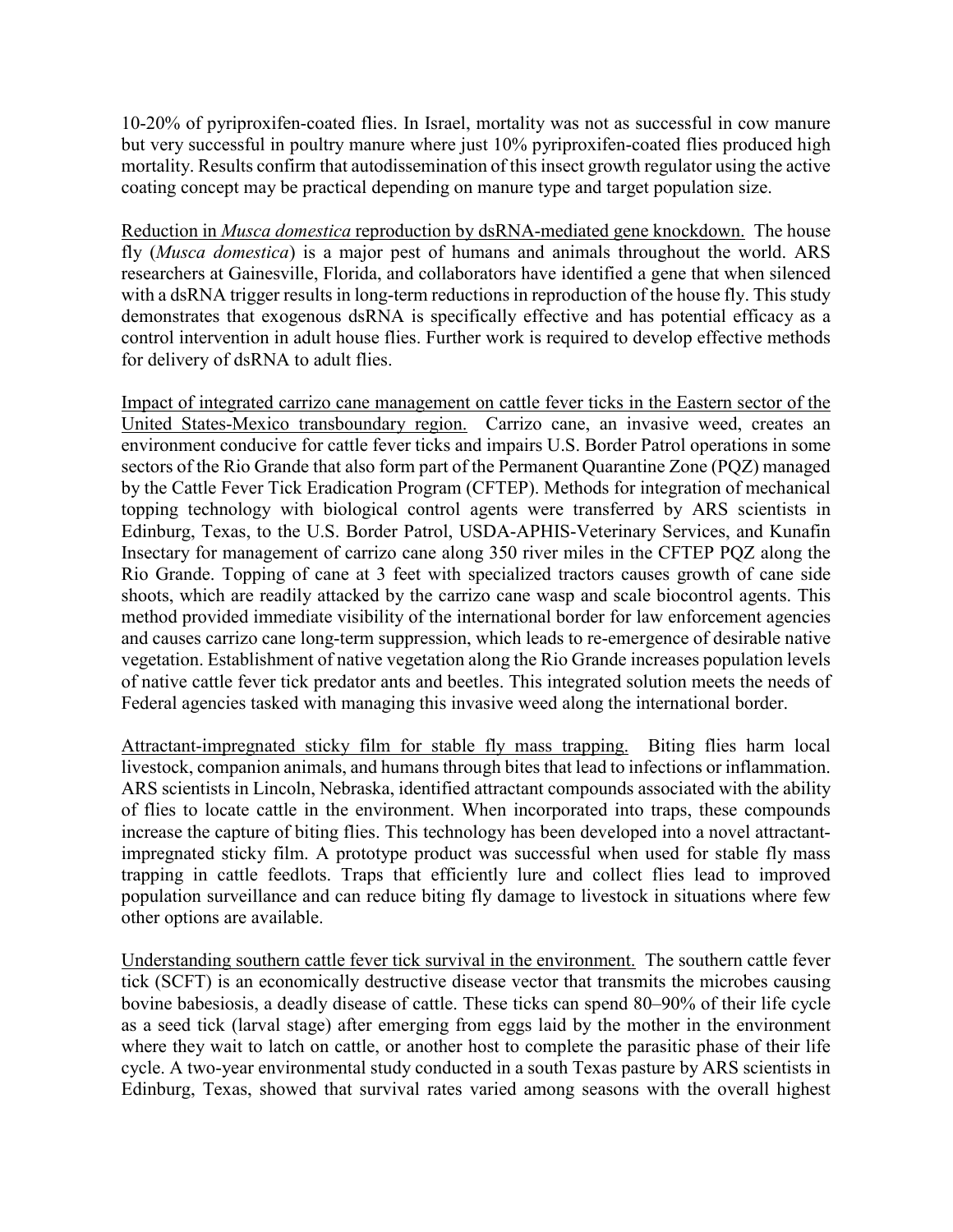10-20% of pyriproxifen-coated flies. In Israel, mortality was not as successful in cow manure but very successful in poultry manure where just 10% pyriproxifen-coated flies produced high mortality. Results confirm that autodissemination of this insect growth regulator using the active coating concept may be practical depending on manure type and target population size.

Reduction in *Musca domestica* reproduction by dsRNA-mediated gene knockdown. The house fly (*Musca domestica*) is a major pest of humans and animals throughout the world. ARS researchers at Gainesville, Florida, and collaborators have identified a gene that when silenced with a dsRNA trigger results in long-term reductions in reproduction of the house fly. This study demonstrates that exogenous dsRNA is specifically effective and has potential efficacy as a control intervention in adult house flies. Further work is required to develop effective methods for delivery of dsRNA to adult flies.

Impact of integrated carrizo cane management on cattle fever ticks in the Eastern sector of the United States-Mexico transboundary region. Carrizo cane, an invasive weed, creates an environment conducive for cattle fever ticks and impairs U.S. Border Patrol operations in some sectors of the Rio Grande that also form part of the Permanent Quarantine Zone (PQZ) managed by the Cattle Fever Tick Eradication Program (CFTEP). Methods for integration of mechanical topping technology with biological control agents were transferred by ARS scientists in Edinburg, Texas, to the U.S. Border Patrol, USDA-APHIS-Veterinary Services, and Kunafin Insectary for management of carrizo cane along 350 river miles in the CFTEP PQZ along the Rio Grande. Topping of cane at 3 feet with specialized tractors causes growth of cane side shoots, which are readily attacked by the carrizo cane wasp and scale biocontrol agents. This method provided immediate visibility of the international border for law enforcement agencies and causes carrizo cane long-term suppression, which leads to re-emergence of desirable native vegetation. Establishment of native vegetation along the Rio Grande increases population levels of native cattle fever tick predator ants and beetles. This integrated solution meets the needs of Federal agencies tasked with managing this invasive weed along the international border.

Attractant-impregnated sticky film for stable fly mass trapping. Biting flies harm local livestock, companion animals, and humans through bites that lead to infections or inflammation. ARS scientists in Lincoln, Nebraska, identified attractant compounds associated with the ability of flies to locate cattle in the environment. When incorporated into traps, these compounds increase the capture of biting flies. This technology has been developed into a novel attractant-impregnated sticky film. A prototype product was successful when used for stable fly mass trapping in cattle feedlots. Traps that efficiently lure and collect flies lead to improved population surveillance and can reduce biting fly damage to livestock in situations where few other options are available.

Understanding southern cattle fever tick survival in the environment. The southern cattle fever tick (SCFT) is an economically destructive disease vector that transmits the microbes causing bovine babesiosis, a deadly disease of cattle. These ticks can spend 80–90% of their life cycle as a seed tick (larval stage) after emerging from eggs laid by the mother in the environment where they wait to latch on cattle, or another host to complete the parasitic phase of their life cycle. A two-year environmental study conducted in a south Texas pasture by ARS scientists in Edinburg, Texas, showed that survival rates varied among seasons with the overall highest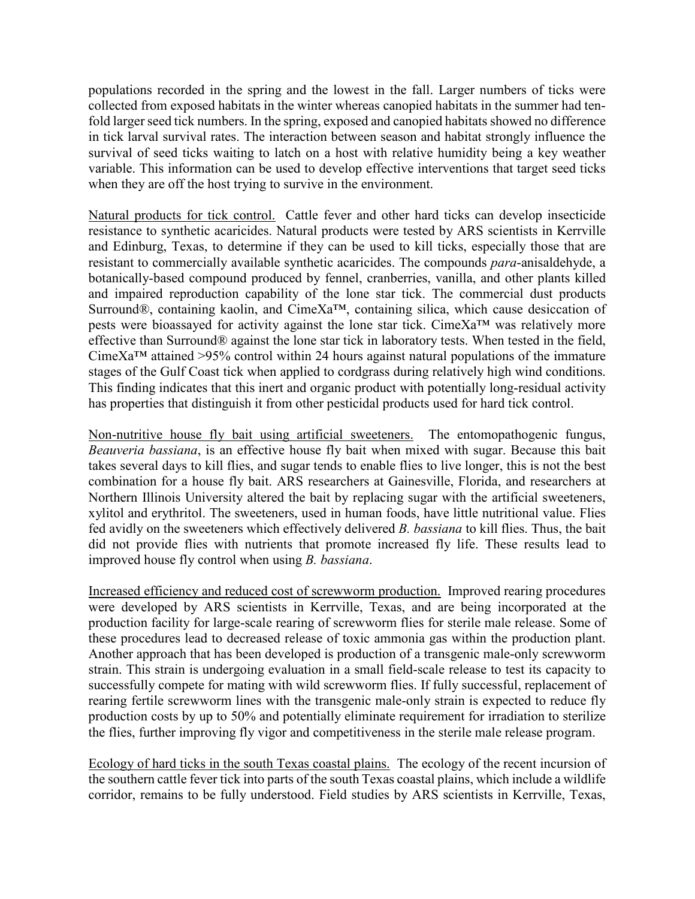populations recorded in the spring and the lowest in the fall. Larger numbers of ticks were collected from exposed habitats in the winter whereas canopied habitats in the summer had ten-fold larger seed tick numbers. In the spring, exposed and canopied habitats showed no difference in tick larval survival rates. The interaction between season and habitat strongly influence the survival of seed ticks waiting to latch on a host with relative humidity being a key weather variable. This information can be used to develop effective interventions that target seed ticks when they are off the host trying to survive in the environment.

<u>Natural products for tick control.</u> Cattle fever and other hard ticks can develop insecticide resistance to synthetic acaricides. Natural products were tested by ARS scientists in Kerrville and Edinburg, Texas, to determine if they can be used to kill ticks, especially those that are resistant to commercially available synthetic acaricides. The compounds *para*-anisaldehyde, a botanically-based compound produced by fennel, cranberries, vanilla, and other plants killed and impaired reproduction capability of the lone star tick. The commercial dust products Surround®, containing kaolin, and CimeXa™, containing silica, which cause desiccation of pests were bioassayed for activity against the lone star tick. CimeXa™ was relatively more effective than Surround® against the lone star tick in laboratory tests. When tested in the field, CimeXa™ attained >95% control within 24 hours against natural populations of the immature stages of the Gulf Coast tick when applied to cordgrass during relatively high wind conditions. This finding indicates that this inert and organic product with potentially long-residual activity has properties that distinguish it from other pesticidal products used for hard tick control.

<u>Non-nutritive house fly bait using artificial sweeteners.</u> The entomopathogenic fungus, *Beauveria bassiana*, is an effective house fly bait when mixed with sugar. Because this bait takes several days to kill flies, and sugar tends to enable flies to live longer, this is not the best combination for a house fly bait. ARS researchers at Gainesville, Florida, and researchers at Northern Illinois University altered the bait by replacing sugar with the artificial sweeteners, xylitol and erythritol. The sweeteners, used in human foods, have little nutritional value. Flies fed avidly on the sweeteners which effectively delivered *B. bassiana* to kill flies. Thus, the bait did not provide flies with nutrients that promote increased fly life. These results lead to improved house fly control when using *B. bassiana*.

<u>Increased efficiency and reduced cost of screwworm production.</u> Improved rearing procedures were developed by ARS scientists in Kerrville, Texas, and are being incorporated at the production facility for large-scale rearing of screwworm flies for sterile male release. Some of these procedures lead to decreased release of toxic ammonia gas within the production plant. Another approach that has been developed is production of a transgenic male-only screwworm strain. This strain is undergoing evaluation in a small field-scale release to test its capacity to successfully compete for mating with wild screwworm flies. If fully successful, replacement of rearing fertile screwworm lines with the transgenic male-only strain is expected to reduce fly production costs by up to 50% and potentially eliminate requirement for irradiation to sterilize the flies, further improving fly vigor and competitiveness in the sterile male release program.

<u>Ecology of hard ticks in the south Texas coastal plains.</u> The ecology of the recent incursion of the southern cattle fever tick into parts of the south Texas coastal plains, which include a wildlife corridor, remains to be fully understood. Field studies by ARS scientists in Kerrville, Texas,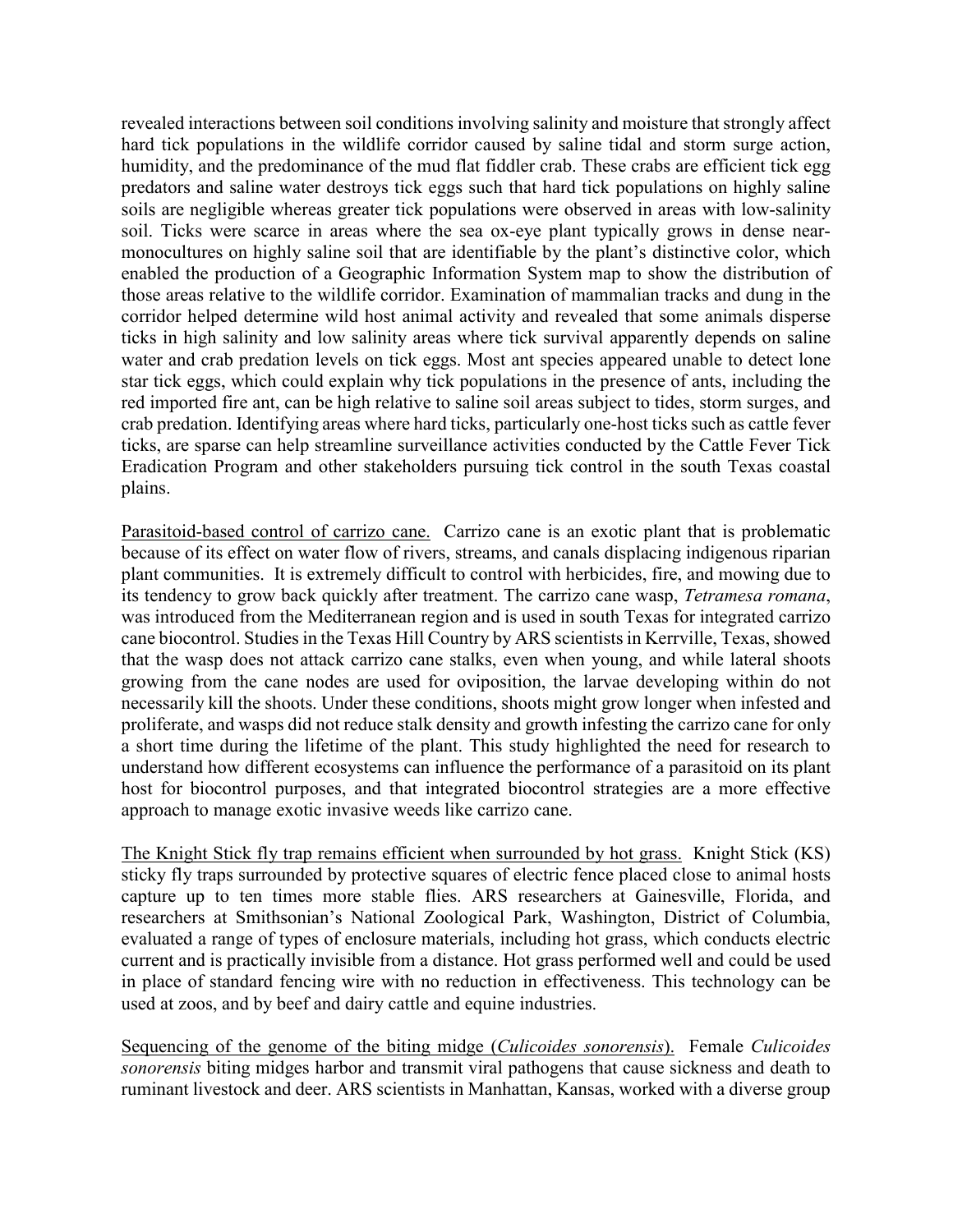revealed interactions between soil conditions involving salinity and moisture that strongly affect hard tick populations in the wildlife corridor caused by saline tidal and storm surge action, humidity, and the predominance of the mud flat fiddler crab. These crabs are efficient tick egg predators and saline water destroys tick eggs such that hard tick populations on highly saline soils are negligible whereas greater tick populations were observed in areas with low-salinity soil. Ticks were scarce in areas where the sea ox-eye plant typically grows in dense near-monocultures on highly saline soil that are identifiable by the plant's distinctive color, which enabled the production of a Geographic Information System map to show the distribution of those areas relative to the wildlife corridor. Examination of mammalian tracks and dung in the corridor helped determine wild host animal activity and revealed that some animals disperse ticks in high salinity and low salinity areas where tick survival apparently depends on saline water and crab predation levels on tick eggs. Most ant species appeared unable to detect lone star tick eggs, which could explain why tick populations in the presence of ants, including the red imported fire ant, can be high relative to saline soil areas subject to tides, storm surges, and crab predation. Identifying areas where hard ticks, particularly one-host ticks such as cattle fever ticks, are sparse can help streamline surveillance activities conducted by the Cattle Fever Tick Eradication Program and other stakeholders pursuing tick control in the south Texas coastal plains.

<u>Parasitoid-based control of carrizo cane.</u> Carrizo cane is an exotic plant that is problematic because of its effect on water flow of rivers, streams, and canals displacing indigenous riparian plant communities. It is extremely difficult to control with herbicides, fire, and mowing due to its tendency to grow back quickly after treatment. The carrizo cane wasp, *Tetramesa romana*, was introduced from the Mediterranean region and is used in south Texas for integrated carrizo cane biocontrol. Studies in the Texas Hill Country by ARS scientists in Kerrville, Texas, showed that the wasp does not attack carrizo cane stalks, even when young, and while lateral shoots growing from the cane nodes are used for oviposition, the larvae developing within do not necessarily kill the shoots. Under these conditions, shoots might grow longer when infested and proliferate, and wasps did not reduce stalk density and growth infesting the carrizo cane for only a short time during the lifetime of the plant. This study highlighted the need for research to understand how different ecosystems can influence the performance of a parasitoid on its plant host for biocontrol purposes, and that integrated biocontrol strategies are a more effective approach to manage exotic invasive weeds like carrizo cane.

<u>The Knight Stick fly trap remains efficient when surrounded by hot grass.</u> Knight Stick (KS) sticky fly traps surrounded by protective squares of electric fence placed close to animal hosts capture up to ten times more stable flies. ARS researchers at Gainesville, Florida, and researchers at Smithsonian's National Zoological Park, Washington, District of Columbia, evaluated a range of types of enclosure materials, including hot grass, which conducts electric current and is practically invisible from a distance. Hot grass performed well and could be used in place of standard fencing wire with no reduction in effectiveness. This technology can be used at zoos, and by beef and dairy cattle and equine industries.

<u>Sequencing of the genome of the biting midge (*Culicoides sonorensis*).</u> Female *Culicoides sonorensis* biting midges harbor and transmit viral pathogens that cause sickness and death to ruminant livestock and deer. ARS scientists in Manhattan, Kansas, worked with a diverse group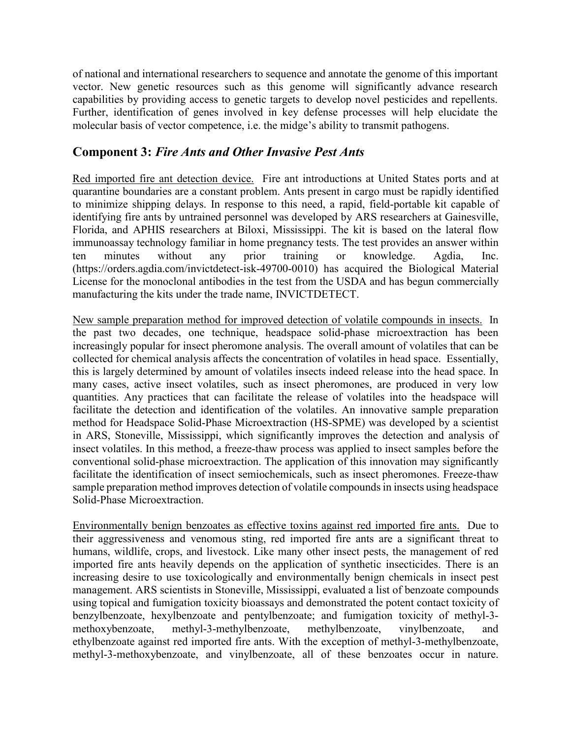of national and international researchers to sequence and annotate the genome of this important vector. New genetic resources such as this genome will significantly advance research capabilities by providing access to genetic targets to develop novel pesticides and repellents. Further, identification of genes involved in key defense processes will help elucidate the molecular basis of vector competence, i.e. the midge's ability to transmit pathogens.

## Component 3: *Fire Ants and Other Invasive Pest Ants*

<u>Red imported fire ant detection device.</u> Fire ant introductions at United States ports and at quarantine boundaries are a constant problem. Ants present in cargo must be rapidly identified to minimize shipping delays. In response to this need, a rapid, field-portable kit capable of identifying fire ants by untrained personnel was developed by ARS researchers at Gainesville, Florida, and APHIS researchers at Biloxi, Mississippi. The kit is based on the lateral flow immunoassay technology familiar in home pregnancy tests. The test provides an answer within ten minutes without any prior training or knowledge. Agdia, Inc. (https://orders.agdia.com/invictdetect-isk-49700-0010) has acquired the Biological Material License for the monoclonal antibodies in the test from the USDA and has begun commercially manufacturing the kits under the trade name, INVICTDETECT.

<u>New sample preparation method for improved detection of volatile compounds in insects.</u> In the past two decades, one technique, headspace solid-phase microextraction has been increasingly popular for insect pheromone analysis. The overall amount of volatiles that can be collected for chemical analysis affects the concentration of volatiles in head space. Essentially, this is largely determined by amount of volatiles insects indeed release into the head space. In many cases, active insect volatiles, such as insect pheromones, are produced in very low quantities. Any practices that can facilitate the release of volatiles into the headspace will facilitate the detection and identification of the volatiles. An innovative sample preparation method for Headspace Solid-Phase Microextraction (HS-SPME) was developed by a scientist in ARS, Stoneville, Mississippi, which significantly improves the detection and analysis of insect volatiles. In this method, a freeze-thaw process was applied to insect samples before the conventional solid-phase microextraction. The application of this innovation may significantly facilitate the identification of insect semiochemicals, such as insect pheromones. Freeze-thaw sample preparation method improves detection of volatile compounds in insects using headspace Solid-Phase Microextraction.

<u>Environmentally benign benzoates as effective toxins against red imported fire ants.</u> Due to their aggressiveness and venomous sting, red imported fire ants are a significant threat to humans, wildlife, crops, and livestock. Like many other insect pests, the management of red imported fire ants heavily depends on the application of synthetic insecticides. There is an increasing desire to use toxicologically and environmentally benign chemicals in insect pest management. ARS scientists in Stoneville, Mississippi, evaluated a list of benzoate compounds using topical and fumigation toxicity bioassays and demonstrated the potent contact toxicity of benzylbenzoate, hexylbenzoate and pentylbenzoate; and fumigation toxicity of methyl-3-methoxybenzoate, methyl-3-methylbenzoate, methylbenzoate, vinylbenzoate, and ethylbenzoate against red imported fire ants. With the exception of methyl-3-methylbenzoate, methyl-3-methoxybenzoate, and vinylbenzoate, all of these benzoates occur in nature.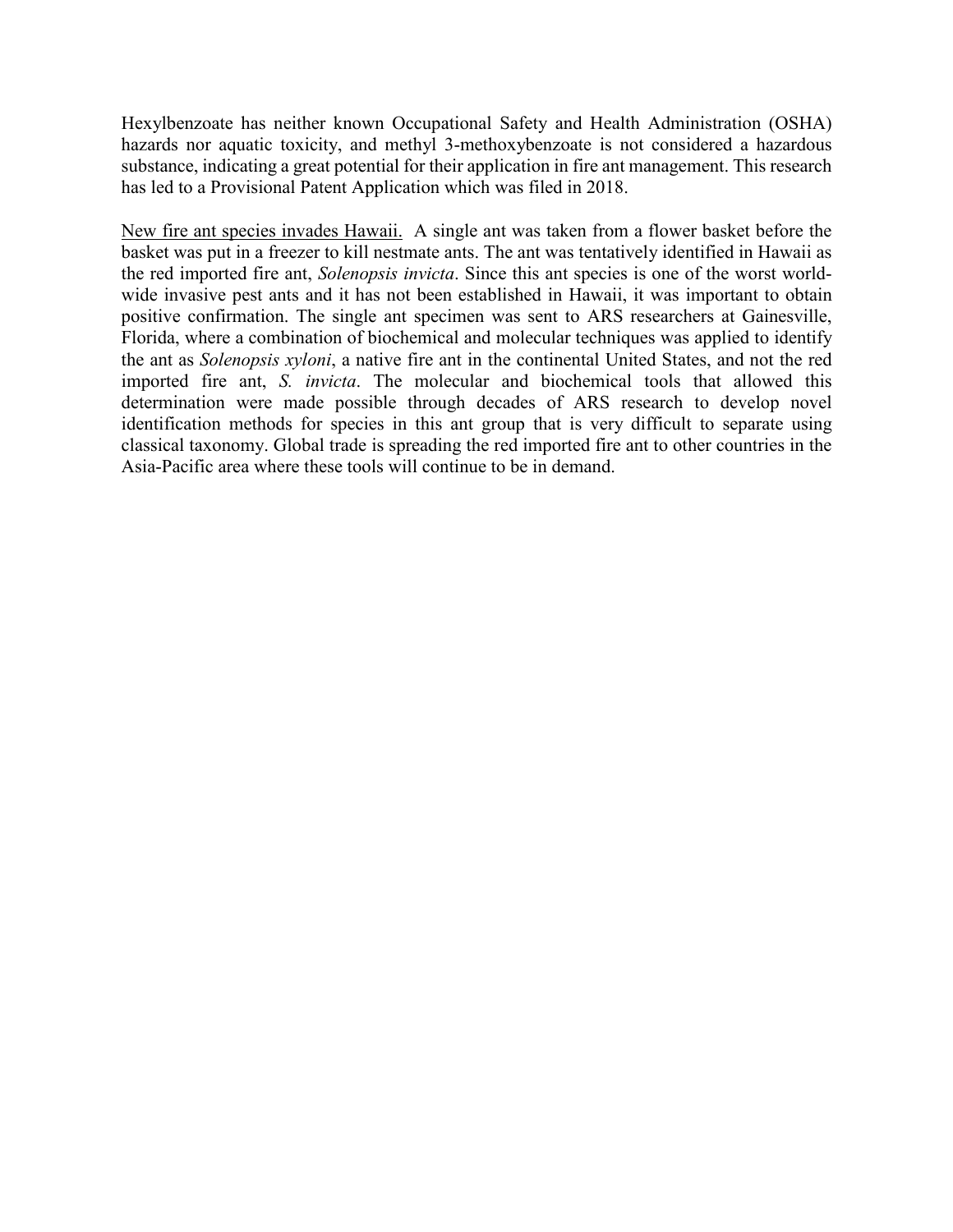Hexylbenzoate has neither known Occupational Safety and Health Administration (OSHA) hazards nor aquatic toxicity, and methyl 3-methoxybenzoate is not considered a hazardous substance, indicating a great potential for their application in fire ant management. This research has led to a Provisional Patent Application which was filed in 2018.

<u>New fire ant species invades Hawaii.</u> A single ant was taken from a flower basket before the basket was put in a freezer to kill nestmate ants. The ant was tentatively identified in Hawaii as the red imported fire ant, *Solenopsis invicta*. Since this ant species is one of the worst world-wide invasive pest ants and it has not been established in Hawaii, it was important to obtain positive confirmation. The single ant specimen was sent to ARS researchers at Gainesville, Florida, where a combination of biochemical and molecular techniques was applied to identify the ant as *Solenopsis xyloni*, a native fire ant in the continental United States, and not the red imported fire ant, *S. invicta*. The molecular and biochemical tools that allowed this determination were made possible through decades of ARS research to develop novel identification methods for species in this ant group that is very difficult to separate using classical taxonomy. Global trade is spreading the red imported fire ant to other countries in the Asia-Pacific area where these tools will continue to be in demand.